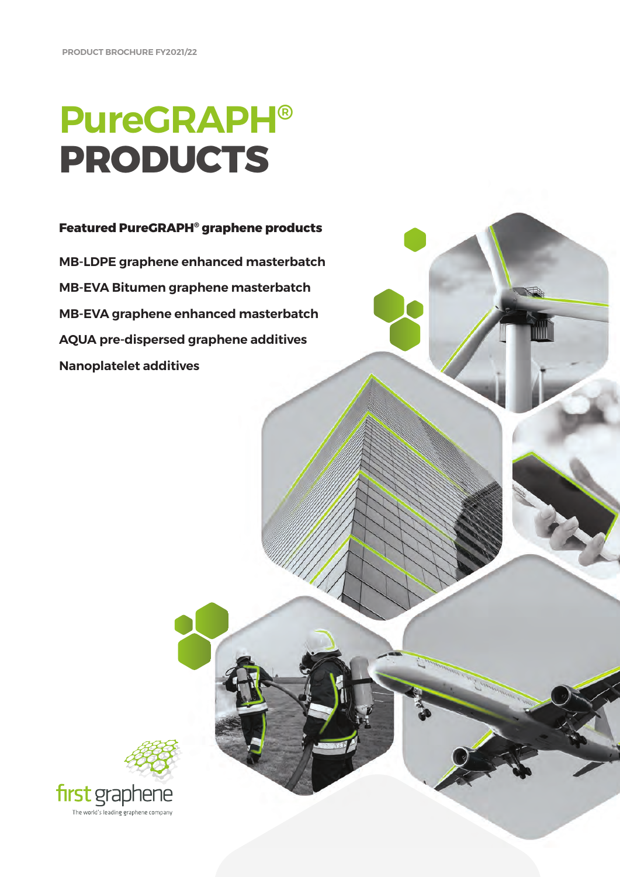PRODUCT BROCHURE FY2021/22

# PureGRAPH® PRODUCTS

**Featured PureGRAPH® graphene products**

**MB-LDPE graphene enhanced masterbatch**

**MB-EVA Bitumen graphene masterbatch**

**MB-EVA graphene enhanced masterbatch**

**AQUA pre-dispersed graphene additives**

**Nanoplatelet additives**

first graphene

The world's leading graphene company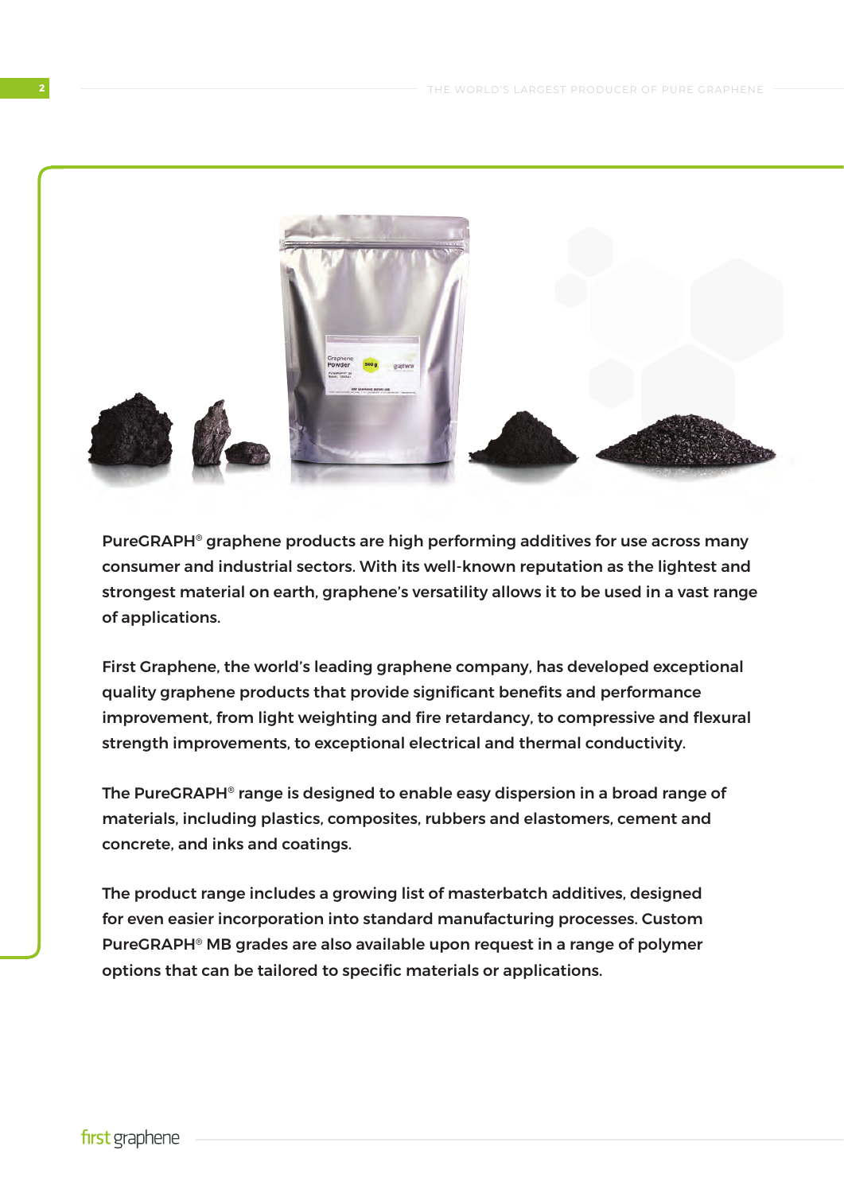PureGRAPH® graphene products are high performing additives for use across many consumer and industrial sectors. With its well-known reputation as the lightest and strongest material on earth, graphene's versatility allows it to be used in a vast range of applications.

First Graphene, the world's leading graphene company, has developed exceptional quality graphene products that provide significant benefits and performance improvement, from light weighting and fire retardancy, to compressive and flexural strength improvements, to exceptional electrical and thermal conductivity.

The PureGRAPH® range is designed to enable easy dispersion in a broad range of materials, including plastics, composites, rubbers and elastomers, cement and concrete, and inks and coatings.

The product range includes a growing list of masterbatch additives, designed for even easier incorporation into standard manufacturing processes. Custom PureGRAPH® MB grades are also available upon request in a range of polymer options that can be tailored to specific materials or applications.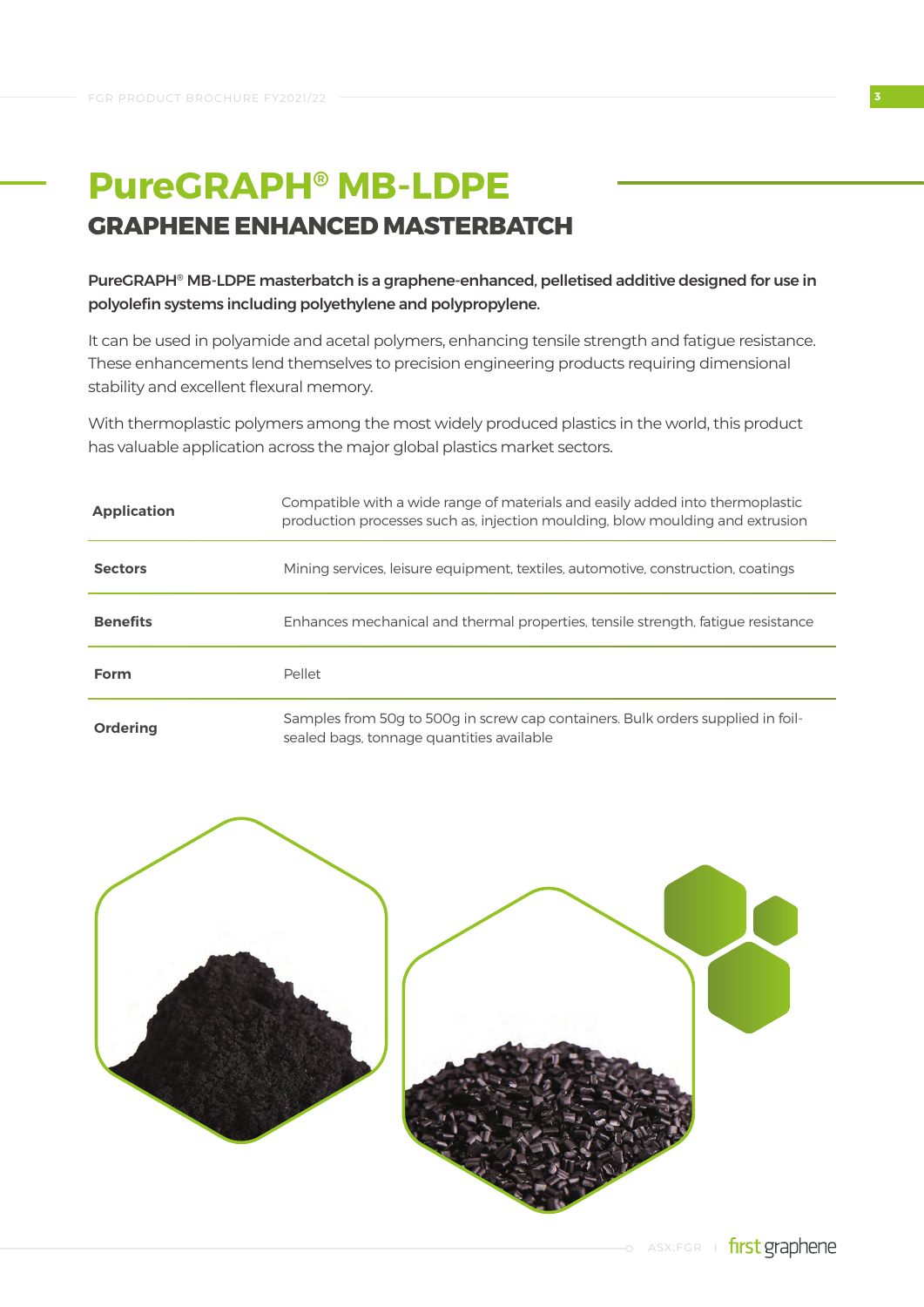# PureGRAPH® MB-LDPE

## GRAPHENE ENHANCED MASTERBATCH

**PureGRAPH® MB-LDPE masterbatch is a graphene-enhanced, pelletised additive designed for use in polyolefin systems including polyethylene and polypropylene.**

It can be used in polyamide and acetal polymers, enhancing tensile strength and fatigue resistance. These enhancements lend themselves to precision engineering products requiring dimensional stability and excellent flexural memory.

With thermoplastic polymers among the most widely produced plastics in the world, this product has valuable application across the major global plastics market sectors.

| | |
|---|---|
| **Application** | Compatible with a wide range of materials and easily added into thermoplastic production processes such as, injection moulding, blow moulding and extrusion |
| **Sectors** | Mining services, leisure equipment, textiles, automotive, construction, coatings |
| **Benefits** | Enhances mechanical and thermal properties, tensile strength, fatigue resistance |
| **Form** | Pellet |
| **Ordering** | Samples from 50g to 500g in screw cap containers. Bulk orders supplied in foil-sealed bags, tonnage quantities available |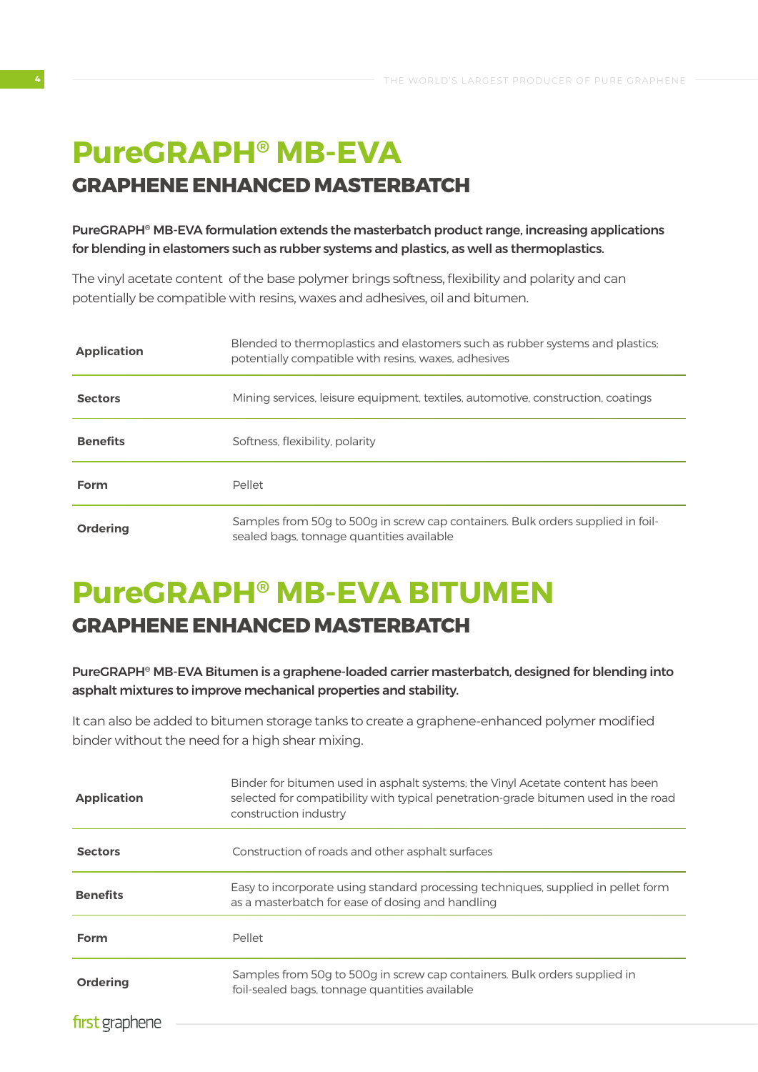# PureGRAPH® MB-EVA

## GRAPHENE ENHANCED MASTERBATCH

**PureGRAPH® MB-EVA formulation extends the masterbatch product range, increasing applications for blending in elastomers such as rubber systems and plastics, as well as thermoplastics.**

The vinyl acetate content of the base polymer brings softness, flexibility and polarity and can potentially be compatible with resins, waxes and adhesives, oil and bitumen.

| | |
|---|---|
| **Application** | Blended to thermoplastics and elastomers such as rubber systems and plastics; potentially compatible with resins, waxes, adhesives |
| **Sectors** | Mining services, leisure equipment, textiles, automotive, construction, coatings |
| **Benefits** | Softness, flexibility, polarity |
| **Form** | Pellet |
| **Ordering** | Samples from 50g to 500g in screw cap containers. Bulk orders supplied in foil-sealed bags, tonnage quantities available |

# PureGRAPH® MB-EVA BITUMEN

## GRAPHENE ENHANCED MASTERBATCH

**PureGRAPH® MB-EVA Bitumen is a graphene-loaded carrier masterbatch, designed for blending into asphalt mixtures to improve mechanical properties and stability.**

It can also be added to bitumen storage tanks to create a graphene-enhanced polymer modified binder without the need for a high shear mixing.

| | |
|---|---|
| **Application** | Binder for bitumen used in asphalt systems; the Vinyl Acetate content has been selected for compatibility with typical penetration-grade bitumen used in the road construction industry |
| **Sectors** | Construction of roads and other asphalt surfaces |
| **Benefits** | Easy to incorporate using standard processing techniques, supplied in pellet form as a masterbatch for ease of dosing and handling |
| **Form** | Pellet |
| **Ordering** | Samples from 50g to 500g in screw cap containers. Bulk orders supplied in foil-sealed bags, tonnage quantities available |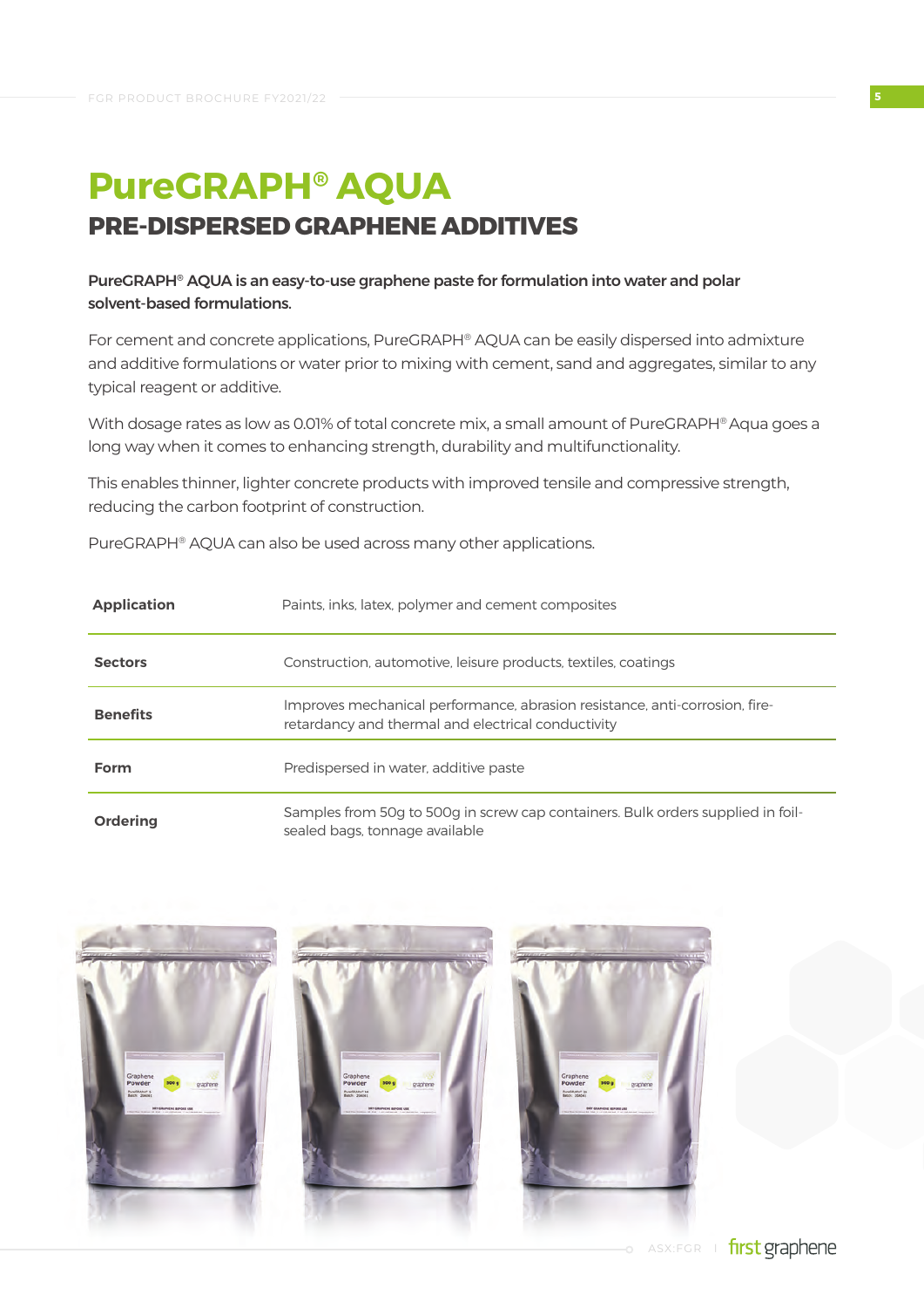# PureGRAPH® AQUA

## PRE-DISPERSED GRAPHENE ADDITIVES

**PureGRAPH® AQUA is an easy-to-use graphene paste for formulation into water and polar solvent-based formulations.**

For cement and concrete applications, PureGRAPH® AQUA can be easily dispersed into admixture and additive formulations or water prior to mixing with cement, sand and aggregates, similar to any typical reagent or additive.

With dosage rates as low as 0.01% of total concrete mix, a small amount of PureGRAPH® Aqua goes a long way when it comes to enhancing strength, durability and multifunctionality.

This enables thinner, lighter concrete products with improved tensile and compressive strength, reducing the carbon footprint of construction.

PureGRAPH® AQUA can also be used across many other applications.

| | |
|---|---|
| **Application** | Paints, inks, latex, polymer and cement composites |
| **Sectors** | Construction, automotive, leisure products, textiles, coatings |
| **Benefits** | Improves mechanical performance, abrasion resistance, anti-corrosion, fire-retardancy and thermal and electrical conductivity |
| **Form** | Predispersed in water, additive paste |
| **Ordering** | Samples from 50g to 500g in screw cap containers. Bulk orders supplied in foil-sealed bags, tonnage available |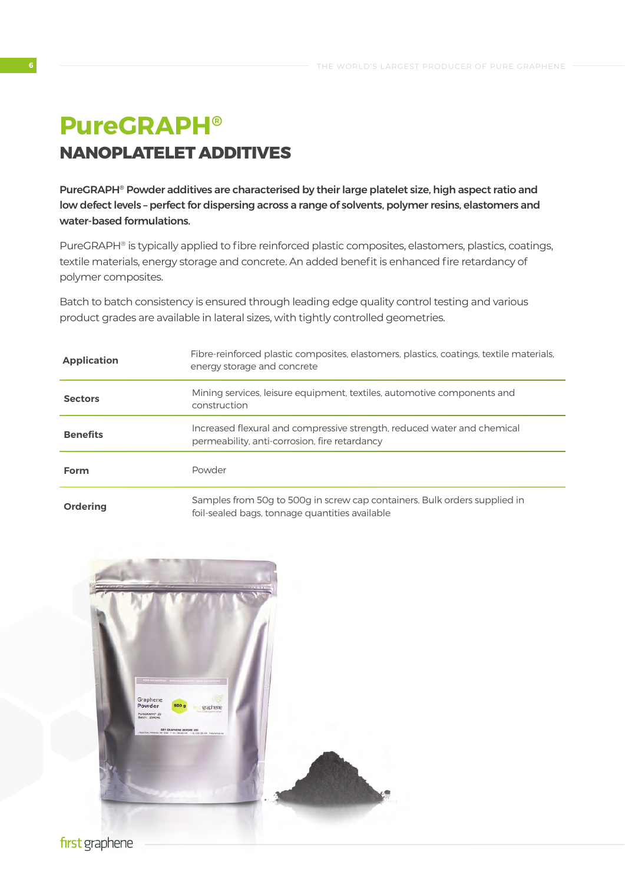# PureGRAPH®

## NANOPLATELET ADDITIVES

**PureGRAPH® Powder additives are characterised by their large platelet size, high aspect ratio and low defect levels – perfect for dispersing across a range of solvents, polymer resins, elastomers and water-based formulations.**

PureGRAPH® is typically applied to fibre reinforced plastic composites, elastomers, plastics, coatings, textile materials, energy storage and concrete. An added benefit is enhanced fire retardancy of polymer composites.

Batch to batch consistency is ensured through leading edge quality control testing and various product grades are available in lateral sizes, with tightly controlled geometries.

| | |
|---|---|
| **Application** | Fibre-reinforced plastic composites, elastomers, plastics, coatings, textile materials, energy storage and concrete |
| **Sectors** | Mining services, leisure equipment, textiles, automotive components and construction |
| **Benefits** | Increased flexural and compressive strength, reduced water and chemical permeability, anti-corrosion, fire retardancy |
| **Form** | Powder |
| **Ordering** | Samples from 50g to 500g in screw cap containers. Bulk orders supplied in foil-sealed bags, tonnage quantities available |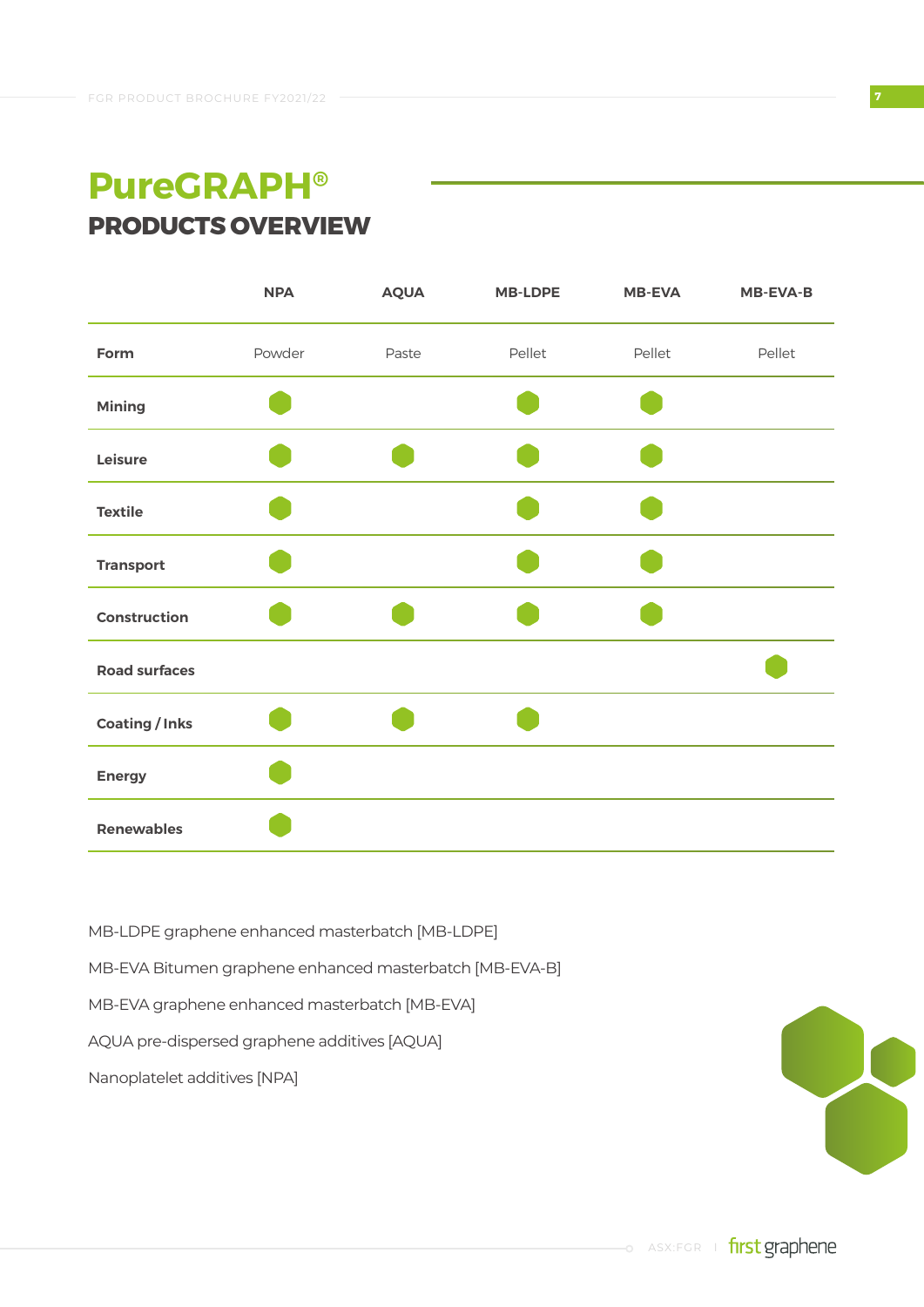# PureGRAPH®

## PRODUCTS OVERVIEW

| | NPA | AQUA | MB-LDPE | MB-EVA | MB-EVA-B |
|---|---|---|---|---|---|
| **Form** | Powder | Paste | Pellet | Pellet | Pellet |
| **Mining** | ⬢ | | ⬢ | ⬢ | |
| **Leisure** | ⬢ | ⬢ | ⬢ | ⬢ | |
| **Textile** | ⬢ | | ⬢ | ⬢ | |
| **Transport** | ⬢ | | ⬢ | ⬢ | |
| **Construction** | ⬢ | ⬢ | ⬢ | ⬢ | |
| **Road surfaces** | | | | | ⬢ |
| **Coating / Inks** | ⬢ | ⬢ | ⬢ | | |
| **Energy** | ⬢ | | | | |
| **Renewables** | ⬢ | | | | |

MB-LDPE graphene enhanced masterbatch [MB-LDPE]

MB-EVA Bitumen graphene enhanced masterbatch [MB-EVA-B]

MB-EVA graphene enhanced masterbatch [MB-EVA]

AQUA pre-dispersed graphene additives [AQUA]

Nanoplatelet additives [NPA]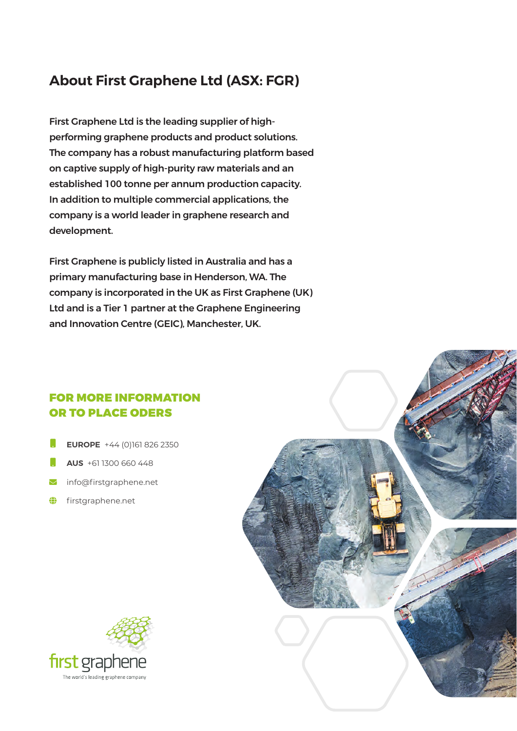## About First Graphene Ltd (ASX: FGR)

**First Graphene Ltd is the leading supplier of high-performing graphene products and product solutions. The company has a robust manufacturing platform based on captive supply of high-purity raw materials and an established 100 tonne per annum production capacity. In addition to multiple commercial applications, the company is a world leader in graphene research and development.**

**First Graphene is publicly listed in Australia and has a primary manufacturing base in Henderson, WA. The company is incorporated in the UK as First Graphene (UK) Ltd and is a Tier 1 partner at the Graphene Engineering and Innovation Centre (GEIC), Manchester, UK.**

### FOR MORE INFORMATION OR TO PLACE ODERS

- **EUROPE** +44 (0)161 826 2350
- **AUS** +61 1300 660 448
- info@firstgraphene.net
- firstgraphene.net

first graphene

The world's leading graphene company